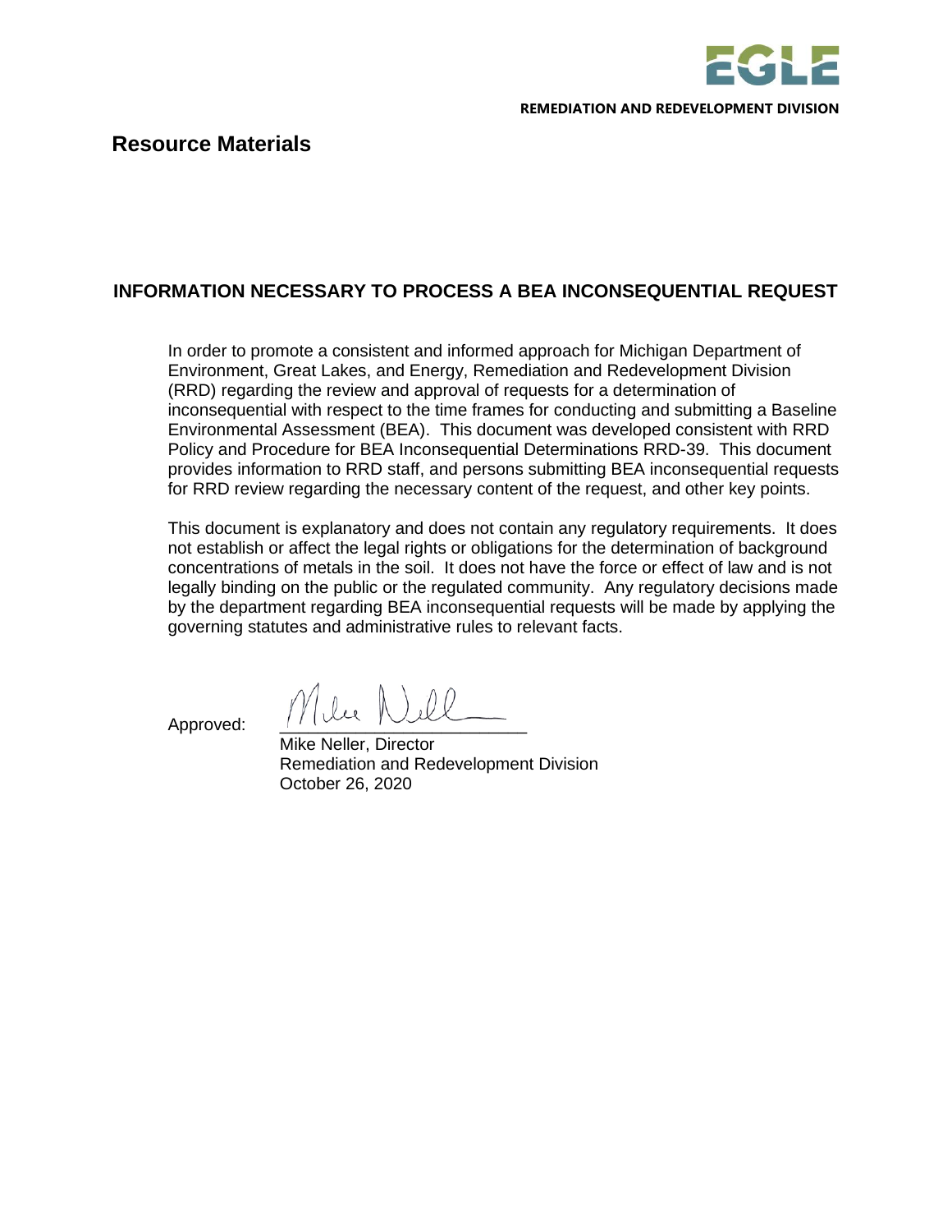EGLE

**REMEDIATION AND REDEVELOPMENT DIVISION**

## Resource Materials

### INFORMATION NECESSARY TO PROCESS A BEA INCONSEQUENTIAL REQUEST

In order to promote a consistent and informed approach for Michigan Department of Environment, Great Lakes, and Energy, Remediation and Redevelopment Division (RRD) regarding the review and approval of requests for a determination of inconsequential with respect to the time frames for conducting and submitting a Baseline Environmental Assessment (BEA). This document was developed consistent with RRD Policy and Procedure for BEA Inconsequential Determinations RRD-39. This document provides information to RRD staff, and persons submitting BEA inconsequential requests for RRD review regarding the necessary content of the request, and other key points.

This document is explanatory and does not contain any regulatory requirements. It does not establish or affect the legal rights or obligations for the determination of background concentrations of metals in the soil. It does not have the force or effect of law and is not legally binding on the public or the regulated community. Any regulatory decisions made by the department regarding BEA inconsequential requests will be made by applying the governing statutes and administrative rules to relevant facts.

Approved: _________________________

Mike Neller, Director
Remediation and Redevelopment Division
October 26, 2020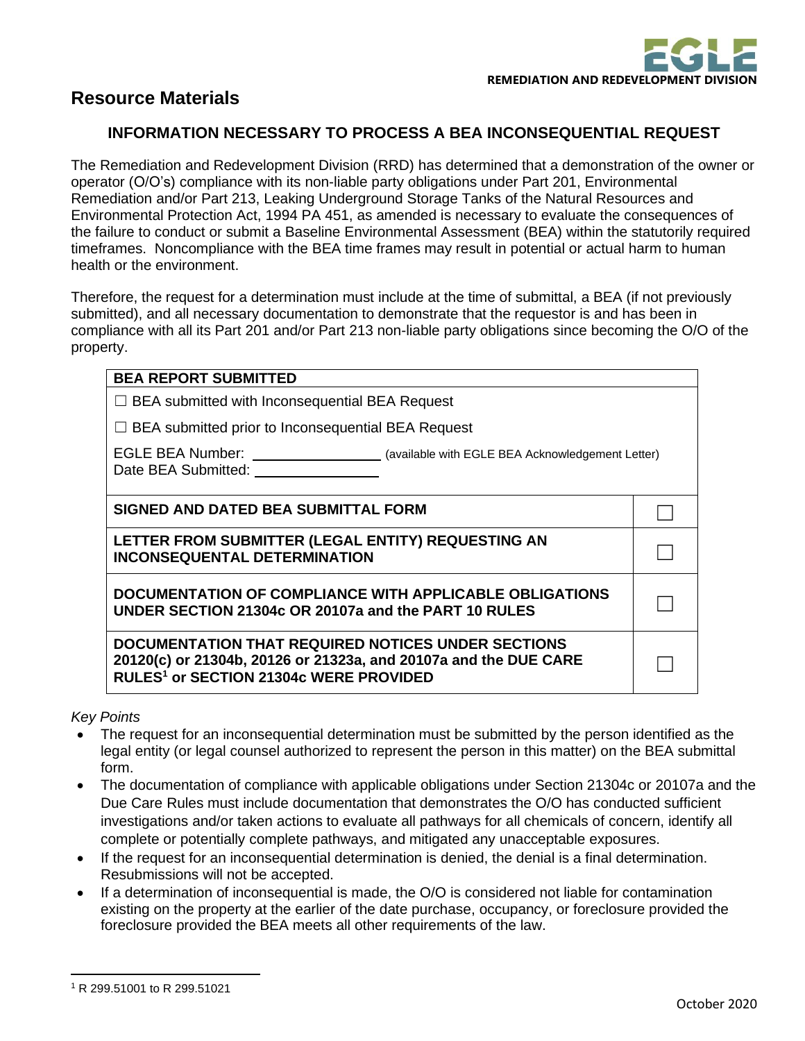EGLE

REMEDIATION AND REDEVELOPMENT DIVISION

## Resource Materials

### INFORMATION NECESSARY TO PROCESS A BEA INCONSEQUENTIAL REQUEST

The Remediation and Redevelopment Division (RRD) has determined that a demonstration of the owner or operator (O/O's) compliance with its non-liable party obligations under Part 201, Environmental Remediation and/or Part 213, Leaking Underground Storage Tanks of the Natural Resources and Environmental Protection Act, 1994 PA 451, as amended is necessary to evaluate the consequences of the failure to conduct or submit a Baseline Environmental Assessment (BEA) within the statutorily required timeframes. Noncompliance with the BEA time frames may result in potential or actual harm to human health or the environment.

Therefore, the request for a determination must include at the time of submittal, a BEA (if not previously submitted), and all necessary documentation to demonstrate that the requestor is and has been in compliance with all its Part 201 and/or Part 213 non-liable party obligations since becoming the O/O of the property.

| | |
|---|---|
| **BEA REPORT SUBMITTED** | |
| ☐ BEA submitted with Inconsequential BEA Request<br><br>☐ BEA submitted prior to Inconsequential BEA Request<br><br>EGLE BEA Number: ________________ (available with EGLE BEA Acknowledgement Letter)<br>Date BEA Submitted: ________________ | |
| **SIGNED AND DATED BEA SUBMITTAL FORM** | ☐ |
| **LETTER FROM SUBMITTER (LEGAL ENTITY) REQUESTING AN INCONSEQUENTAL DETERMINATION** | ☐ |
| **DOCUMENTATION OF COMPLIANCE WITH APPLICABLE OBLIGATIONS UNDER SECTION 21304c OR 20107a and the PART 10 RULES** | ☐ |
| **DOCUMENTATION THAT REQUIRED NOTICES UNDER SECTIONS 20120(c) or 21304b, 20126 or 21323a, and 20107a and the DUE CARE RULES[1] or SECTION 21304c WERE PROVIDED** | ☐ |

*Key Points*

- The request for an inconsequential determination must be submitted by the person identified as the legal entity (or legal counsel authorized to represent the person in this matter) on the BEA submittal form.
- The documentation of compliance with applicable obligations under Section 21304c or 20107a and the Due Care Rules must include documentation that demonstrates the O/O has conducted sufficient investigations and/or taken actions to evaluate all pathways for all chemicals of concern, identify all complete or potentially complete pathways, and mitigated any unacceptable exposures.
- If the request for an inconsequential determination is denied, the denial is a final determination. Resubmissions will not be accepted.
- If a determination of inconsequential is made, the O/O is considered not liable for contamination existing on the property at the earlier of the date purchase, occupancy, or foreclosure provided the foreclosure provided the BEA meets all other requirements of the law.

[1] R 299.51001 to R 299.51021

October 2020